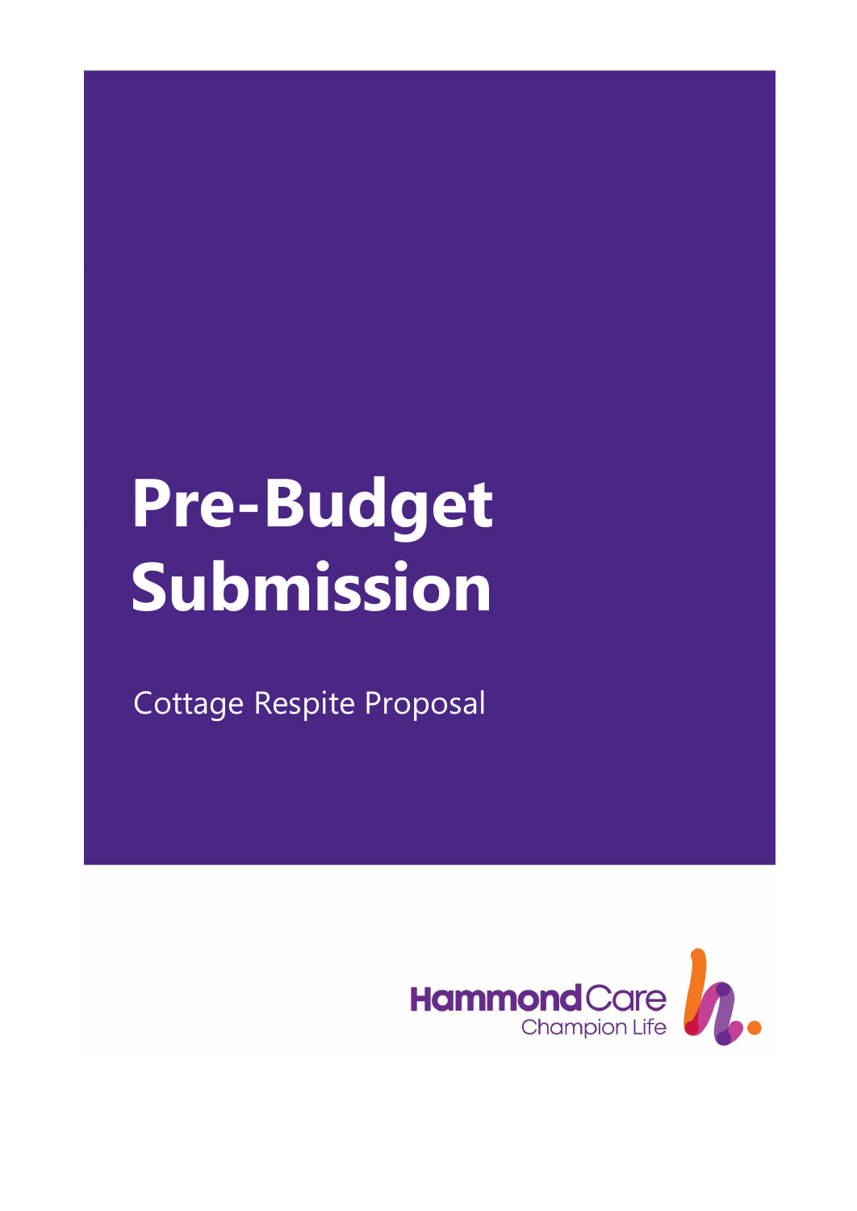# Pre-Budget Submission

Cottage Respite Proposal

HammondCare
Champion Life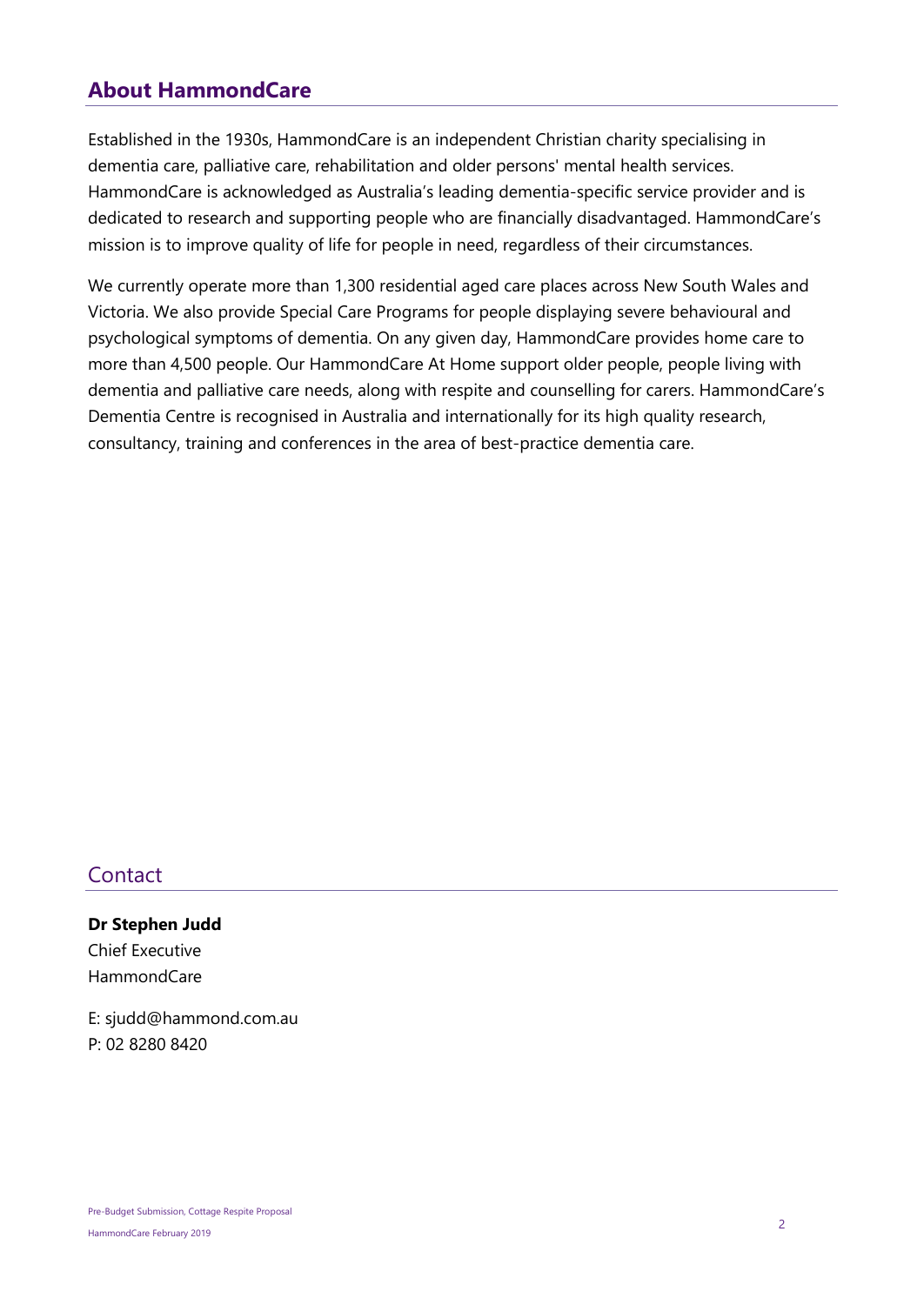## About HammondCare

Established in the 1930s, HammondCare is an independent Christian charity specialising in dementia care, palliative care, rehabilitation and older persons' mental health services. HammondCare is acknowledged as Australia's leading dementia-specific service provider and is dedicated to research and supporting people who are financially disadvantaged. HammondCare's mission is to improve quality of life for people in need, regardless of their circumstances.

We currently operate more than 1,300 residential aged care places across New South Wales and Victoria. We also provide Special Care Programs for people displaying severe behavioural and psychological symptoms of dementia. On any given day, HammondCare provides home care to more than 4,500 people. Our HammondCare At Home support older people, people living with dementia and palliative care needs, along with respite and counselling for carers. HammondCare's Dementia Centre is recognised in Australia and internationally for its high quality research, consultancy, training and conferences in the area of best-practice dementia care.

## Contact

**Dr Stephen Judd**
Chief Executive
HammondCare

E: sjudd@hammond.com.au
P: 02 8280 8420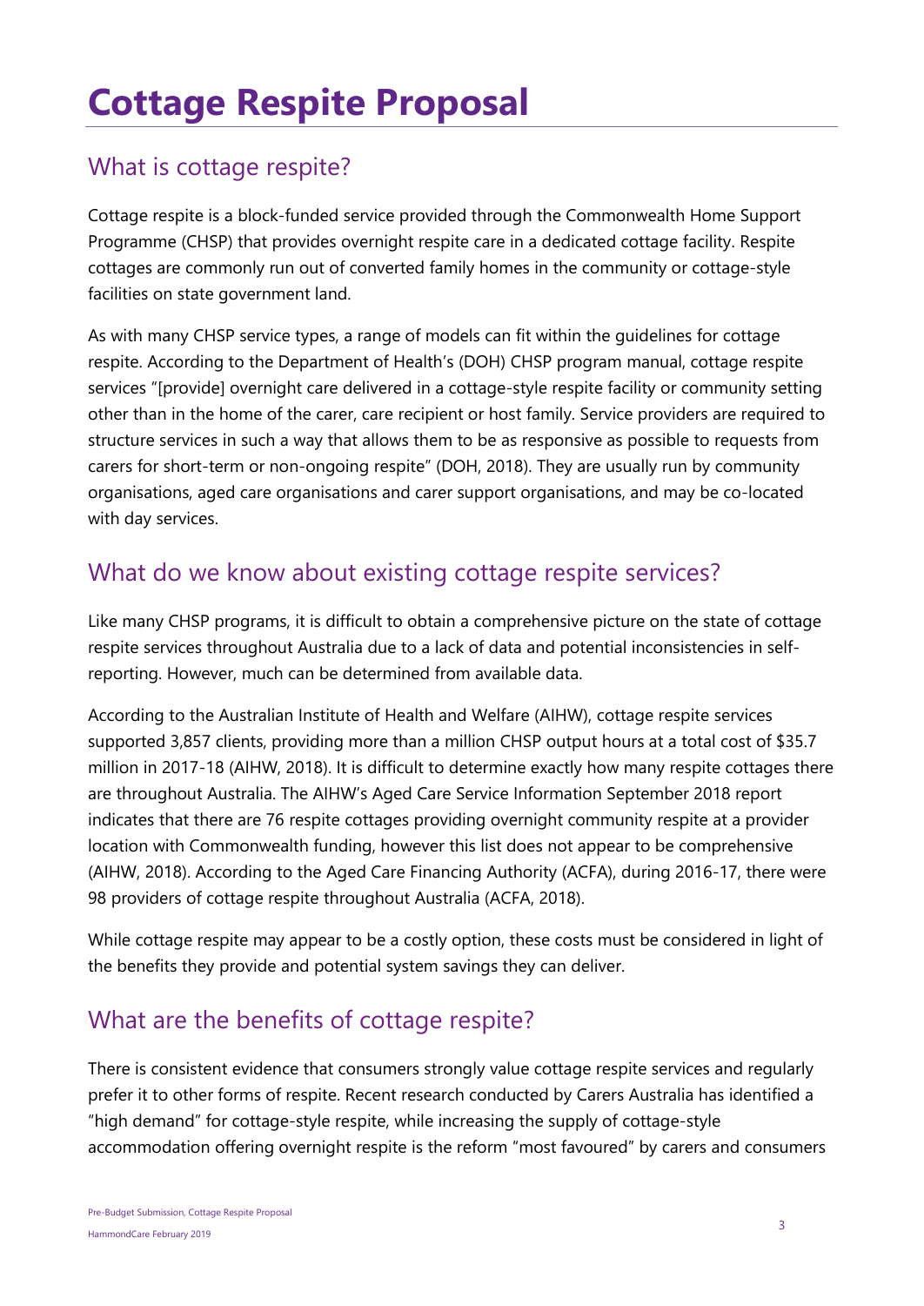# Cottage Respite Proposal

## What is cottage respite?

Cottage respite is a block-funded service provided through the Commonwealth Home Support Programme (CHSP) that provides overnight respite care in a dedicated cottage facility. Respite cottages are commonly run out of converted family homes in the community or cottage-style facilities on state government land.

As with many CHSP service types, a range of models can fit within the guidelines for cottage respite. According to the Department of Health's (DOH) CHSP program manual, cottage respite services "[provide] overnight care delivered in a cottage-style respite facility or community setting other than in the home of the carer, care recipient or host family. Service providers are required to structure services in such a way that allows them to be as responsive as possible to requests from carers for short-term or non-ongoing respite" (DOH, 2018). They are usually run by community organisations, aged care organisations and carer support organisations, and may be co-located with day services.

## What do we know about existing cottage respite services?

Like many CHSP programs, it is difficult to obtain a comprehensive picture on the state of cottage respite services throughout Australia due to a lack of data and potential inconsistencies in self-reporting. However, much can be determined from available data.

According to the Australian Institute of Health and Welfare (AIHW), cottage respite services supported 3,857 clients, providing more than a million CHSP output hours at a total cost of $35.7 million in 2017-18 (AIHW, 2018). It is difficult to determine exactly how many respite cottages there are throughout Australia. The AIHW's Aged Care Service Information September 2018 report indicates that there are 76 respite cottages providing overnight community respite at a provider location with Commonwealth funding, however this list does not appear to be comprehensive (AIHW, 2018). According to the Aged Care Financing Authority (ACFA), during 2016-17, there were 98 providers of cottage respite throughout Australia (ACFA, 2018).

While cottage respite may appear to be a costly option, these costs must be considered in light of the benefits they provide and potential system savings they can deliver.

## What are the benefits of cottage respite?

There is consistent evidence that consumers strongly value cottage respite services and regularly prefer it to other forms of respite. Recent research conducted by Carers Australia has identified a "high demand" for cottage-style respite, while increasing the supply of cottage-style accommodation offering overnight respite is the reform "most favoured" by carers and consumers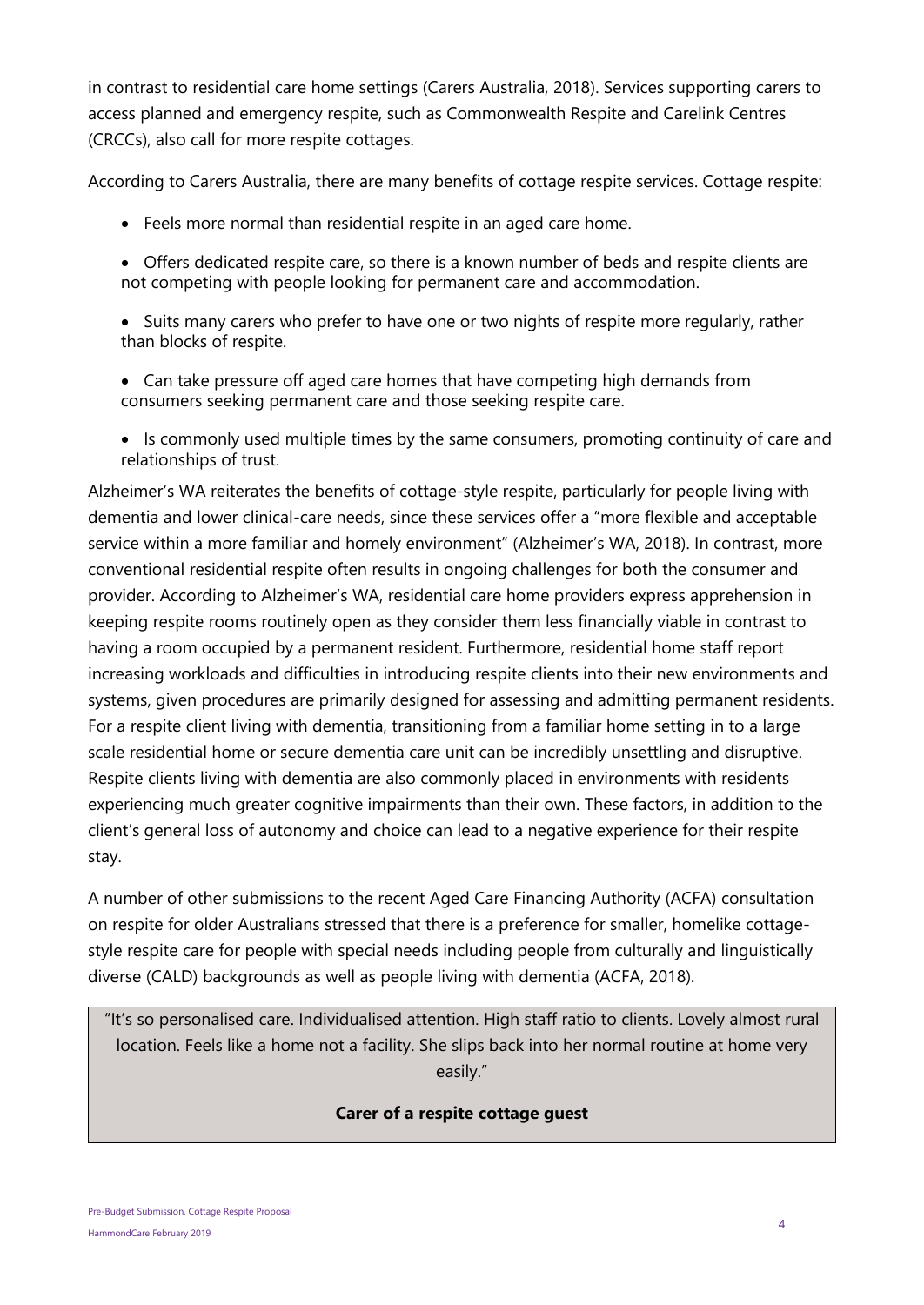in contrast to residential care home settings (Carers Australia, 2018). Services supporting carers to access planned and emergency respite, such as Commonwealth Respite and Carelink Centres (CRCCs), also call for more respite cottages.

According to Carers Australia, there are many benefits of cottage respite services. Cottage respite:

- Feels more normal than residential respite in an aged care home.
- Offers dedicated respite care, so there is a known number of beds and respite clients are not competing with people looking for permanent care and accommodation.
- Suits many carers who prefer to have one or two nights of respite more regularly, rather than blocks of respite.
- Can take pressure off aged care homes that have competing high demands from consumers seeking permanent care and those seeking respite care.
- Is commonly used multiple times by the same consumers, promoting continuity of care and relationships of trust.

Alzheimer's WA reiterates the benefits of cottage-style respite, particularly for people living with dementia and lower clinical-care needs, since these services offer a "more flexible and acceptable service within a more familiar and homely environment" (Alzheimer's WA, 2018). In contrast, more conventional residential respite often results in ongoing challenges for both the consumer and provider. According to Alzheimer's WA, residential care home providers express apprehension in keeping respite rooms routinely open as they consider them less financially viable in contrast to having a room occupied by a permanent resident. Furthermore, residential home staff report increasing workloads and difficulties in introducing respite clients into their new environments and systems, given procedures are primarily designed for assessing and admitting permanent residents. For a respite client living with dementia, transitioning from a familiar home setting in to a large scale residential home or secure dementia care unit can be incredibly unsettling and disruptive. Respite clients living with dementia are also commonly placed in environments with residents experiencing much greater cognitive impairments than their own. These factors, in addition to the client's general loss of autonomy and choice can lead to a negative experience for their respite stay.

A number of other submissions to the recent Aged Care Financing Authority (ACFA) consultation on respite for older Australians stressed that there is a preference for smaller, homelike cottage-style respite care for people with special needs including people from culturally and linguistically diverse (CALD) backgrounds as well as people living with dementia (ACFA, 2018).

> "It's so personalised care. Individualised attention. High staff ratio to clients. Lovely almost rural location. Feels like a home not a facility. She slips back into her normal routine at home very easily."
>
> **Carer of a respite cottage guest**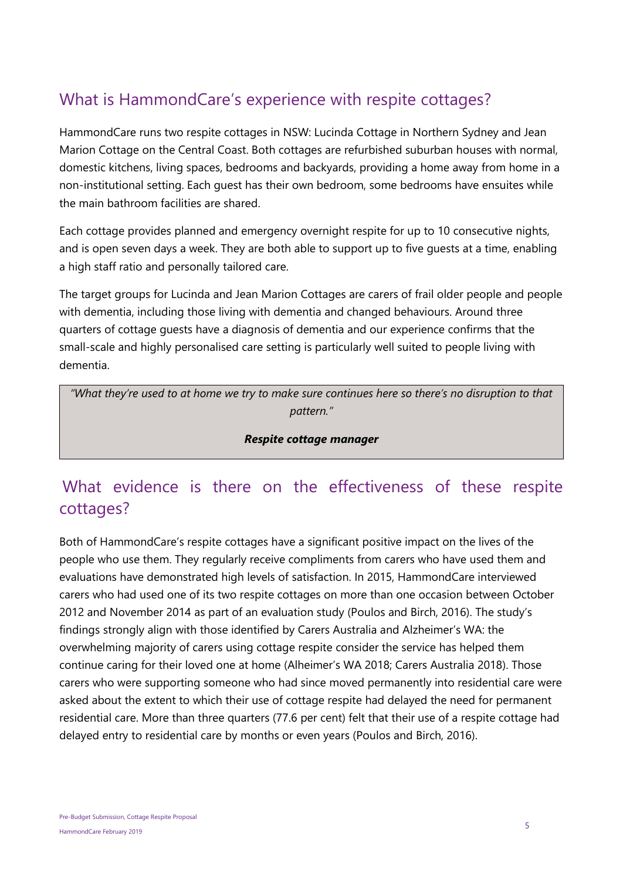## What is HammondCare's experience with respite cottages?

HammondCare runs two respite cottages in NSW: Lucinda Cottage in Northern Sydney and Jean Marion Cottage on the Central Coast. Both cottages are refurbished suburban houses with normal, domestic kitchens, living spaces, bedrooms and backyards, providing a home away from home in a non-institutional setting. Each guest has their own bedroom, some bedrooms have ensuites while the main bathroom facilities are shared.

Each cottage provides planned and emergency overnight respite for up to 10 consecutive nights, and is open seven days a week. They are both able to support up to five guests at a time, enabling a high staff ratio and personally tailored care.

The target groups for Lucinda and Jean Marion Cottages are carers of frail older people and people with dementia, including those living with dementia and changed behaviours. Around three quarters of cottage guests have a diagnosis of dementia and our experience confirms that the small-scale and highly personalised care setting is particularly well suited to people living with dementia.

> *"What they're used to at home we try to make sure continues here so there's no disruption to that pattern."*
>
> ***Respite cottage manager***

## What evidence is there on the effectiveness of these respite cottages?

Both of HammondCare's respite cottages have a significant positive impact on the lives of the people who use them. They regularly receive compliments from carers who have used them and evaluations have demonstrated high levels of satisfaction. In 2015, HammondCare interviewed carers who had used one of its two respite cottages on more than one occasion between October 2012 and November 2014 as part of an evaluation study (Poulos and Birch, 2016). The study's findings strongly align with those identified by Carers Australia and Alzheimer's WA: the overwhelming majority of carers using cottage respite consider the service has helped them continue caring for their loved one at home (Alheimer's WA 2018; Carers Australia 2018). Those carers who were supporting someone who had since moved permanently into residential care were asked about the extent to which their use of cottage respite had delayed the need for permanent residential care. More than three quarters (77.6 per cent) felt that their use of a respite cottage had delayed entry to residential care by months or even years (Poulos and Birch, 2016).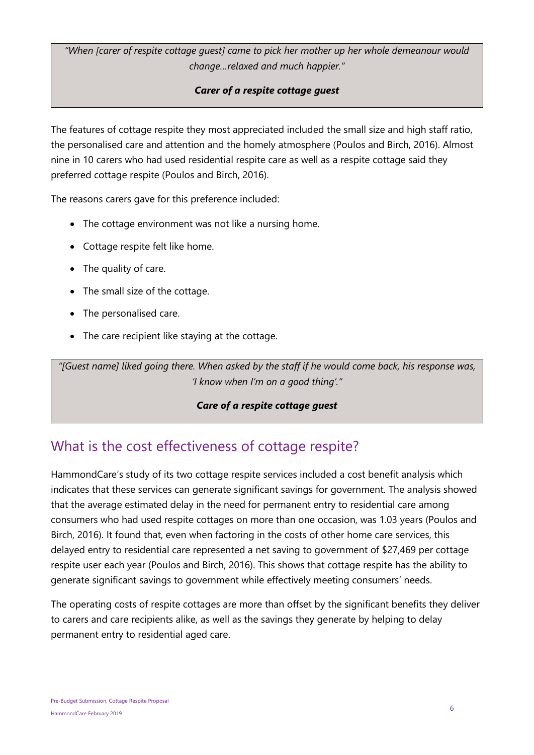> *"When [carer of respite cottage guest] came to pick her mother up her whole demeanour would change…relaxed and much happier."*
>
> ***Carer of a respite cottage guest***

The features of cottage respite they most appreciated included the small size and high staff ratio, the personalised care and attention and the homely atmosphere (Poulos and Birch, 2016). Almost nine in 10 carers who had used residential respite care as well as a respite cottage said they preferred cottage respite (Poulos and Birch, 2016).

The reasons carers gave for this preference included:

- The cottage environment was not like a nursing home.
- Cottage respite felt like home.
- The quality of care.
- The small size of the cottage.
- The personalised care.
- The care recipient like staying at the cottage.

> *"[Guest name] liked going there. When asked by the staff if he would come back, his response was, 'I know when I'm on a good thing'."*
>
> ***Care of a respite cottage guest***

## What is the cost effectiveness of cottage respite?

HammondCare's study of its two cottage respite services included a cost benefit analysis which indicates that these services can generate significant savings for government. The analysis showed that the average estimated delay in the need for permanent entry to residential care among consumers who had used respite cottages on more than one occasion, was 1.03 years (Poulos and Birch, 2016). It found that, even when factoring in the costs of other home care services, this delayed entry to residential care represented a net saving to government of $27,469 per cottage respite user each year (Poulos and Birch, 2016). This shows that cottage respite has the ability to generate significant savings to government while effectively meeting consumers' needs.

The operating costs of respite cottages are more than offset by the significant benefits they deliver to carers and care recipients alike, as well as the savings they generate by helping to delay permanent entry to residential aged care.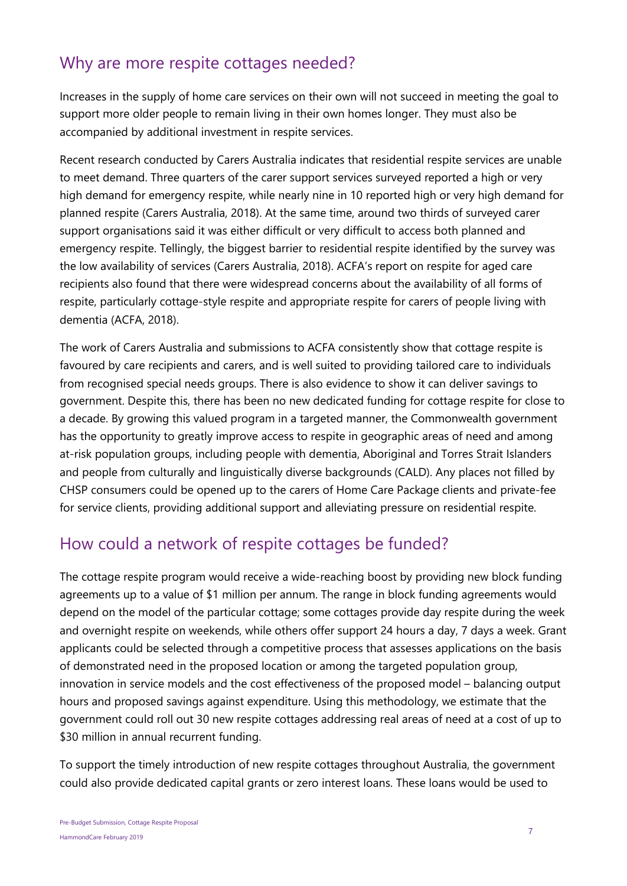## Why are more respite cottages needed?

Increases in the supply of home care services on their own will not succeed in meeting the goal to support more older people to remain living in their own homes longer. They must also be accompanied by additional investment in respite services.

Recent research conducted by Carers Australia indicates that residential respite services are unable to meet demand. Three quarters of the carer support services surveyed reported a high or very high demand for emergency respite, while nearly nine in 10 reported high or very high demand for planned respite (Carers Australia, 2018). At the same time, around two thirds of surveyed carer support organisations said it was either difficult or very difficult to access both planned and emergency respite. Tellingly, the biggest barrier to residential respite identified by the survey was the low availability of services (Carers Australia, 2018). ACFA's report on respite for aged care recipients also found that there were widespread concerns about the availability of all forms of respite, particularly cottage-style respite and appropriate respite for carers of people living with dementia (ACFA, 2018).

The work of Carers Australia and submissions to ACFA consistently show that cottage respite is favoured by care recipients and carers, and is well suited to providing tailored care to individuals from recognised special needs groups. There is also evidence to show it can deliver savings to government. Despite this, there has been no new dedicated funding for cottage respite for close to a decade. By growing this valued program in a targeted manner, the Commonwealth government has the opportunity to greatly improve access to respite in geographic areas of need and among at-risk population groups, including people with dementia, Aboriginal and Torres Strait Islanders and people from culturally and linguistically diverse backgrounds (CALD). Any places not filled by CHSP consumers could be opened up to the carers of Home Care Package clients and private-fee for service clients, providing additional support and alleviating pressure on residential respite.

## How could a network of respite cottages be funded?

The cottage respite program would receive a wide-reaching boost by providing new block funding agreements up to a value of $1 million per annum. The range in block funding agreements would depend on the model of the particular cottage; some cottages provide day respite during the week and overnight respite on weekends, while others offer support 24 hours a day, 7 days a week. Grant applicants could be selected through a competitive process that assesses applications on the basis of demonstrated need in the proposed location or among the targeted population group, innovation in service models and the cost effectiveness of the proposed model – balancing output hours and proposed savings against expenditure. Using this methodology, we estimate that the government could roll out 30 new respite cottages addressing real areas of need at a cost of up to $30 million in annual recurrent funding.

To support the timely introduction of new respite cottages throughout Australia, the government could also provide dedicated capital grants or zero interest loans. These loans would be used to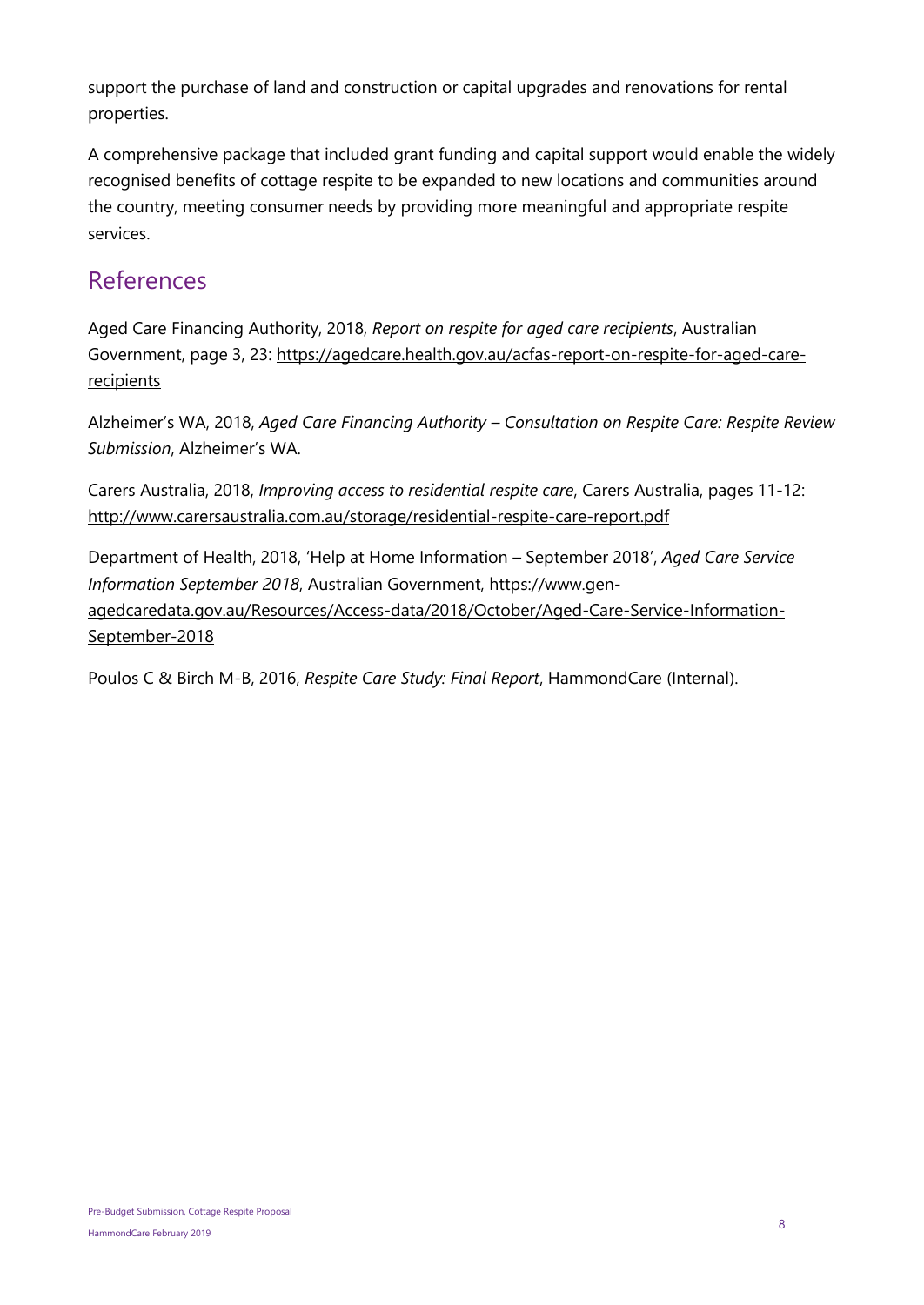support the purchase of land and construction or capital upgrades and renovations for rental properties.

A comprehensive package that included grant funding and capital support would enable the widely recognised benefits of cottage respite to be expanded to new locations and communities around the country, meeting consumer needs by providing more meaningful and appropriate respite services.

## References

Aged Care Financing Authority, 2018, *Report on respite for aged care recipients*, Australian Government, page 3, 23: https://agedcare.health.gov.au/acfas-report-on-respite-for-aged-care-recipients

Alzheimer's WA, 2018, *Aged Care Financing Authority – Consultation on Respite Care: Respite Review Submission*, Alzheimer's WA.

Carers Australia, 2018, *Improving access to residential respite care*, Carers Australia, pages 11-12: http://www.carersaustralia.com.au/storage/residential-respite-care-report.pdf

Department of Health, 2018, 'Help at Home Information – September 2018', *Aged Care Service Information September 2018*, Australian Government, https://www.gen-agedcaredata.gov.au/Resources/Access-data/2018/October/Aged-Care-Service-Information-September-2018

Poulos C & Birch M-B, 2016, *Respite Care Study: Final Report*, HammondCare (Internal).